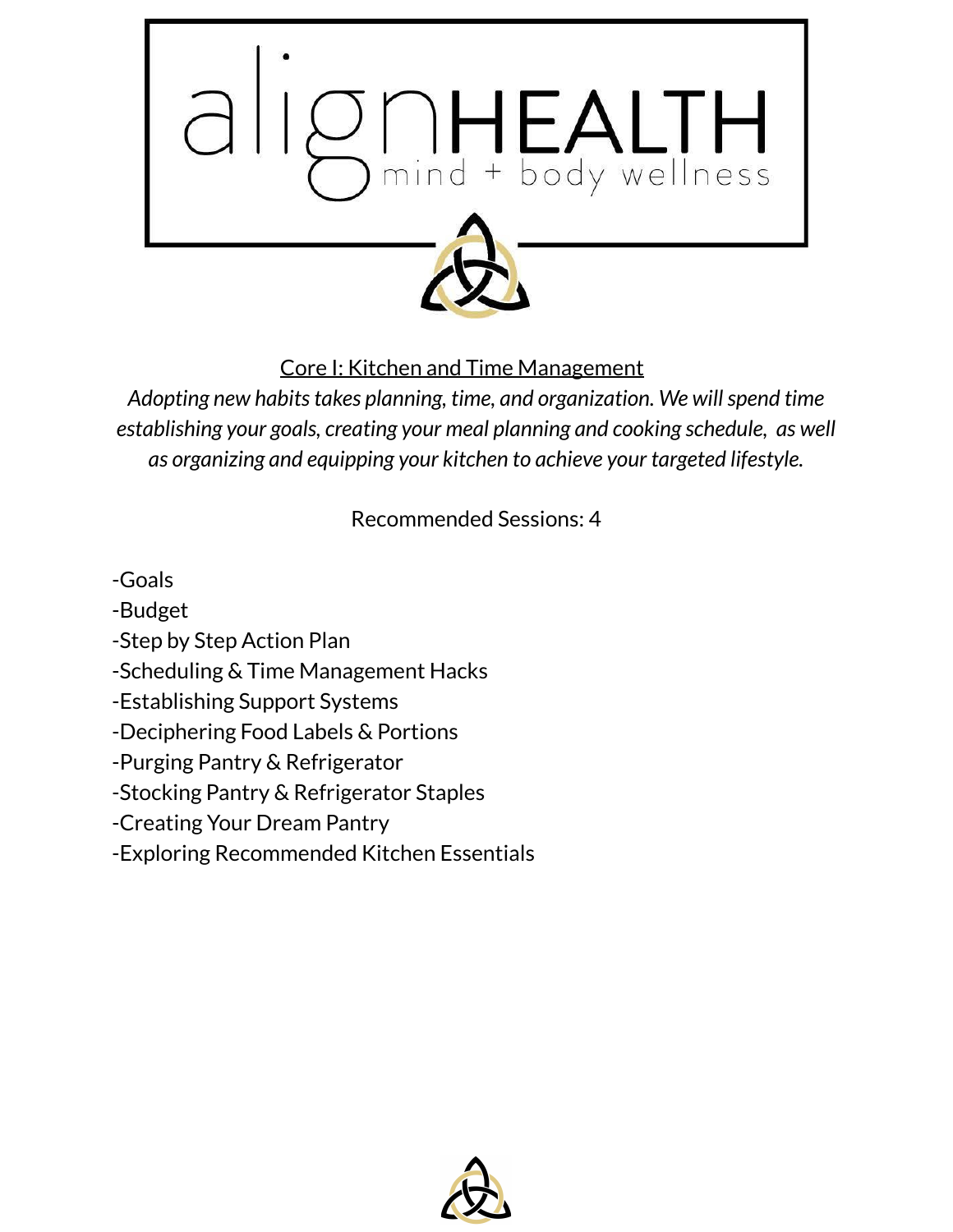alignHEALTH

mind + body wellness

## Core I: Kitchen and Time Management

*Adopting new habits takes planning, time, and organization. We will spend time establishing your goals, creating your meal planning and cooking schedule, as well as organizing and equipping your kitchen to achieve your targeted lifestyle.*

Recommended Sessions: 4

-Goals
-Budget
-Step by Step Action Plan
-Scheduling & Time Management Hacks
-Establishing Support Systems
-Deciphering Food Labels & Portions
-Purging Pantry & Refrigerator
-Stocking Pantry & Refrigerator Staples
-Creating Your Dream Pantry
-Exploring Recommended Kitchen Essentials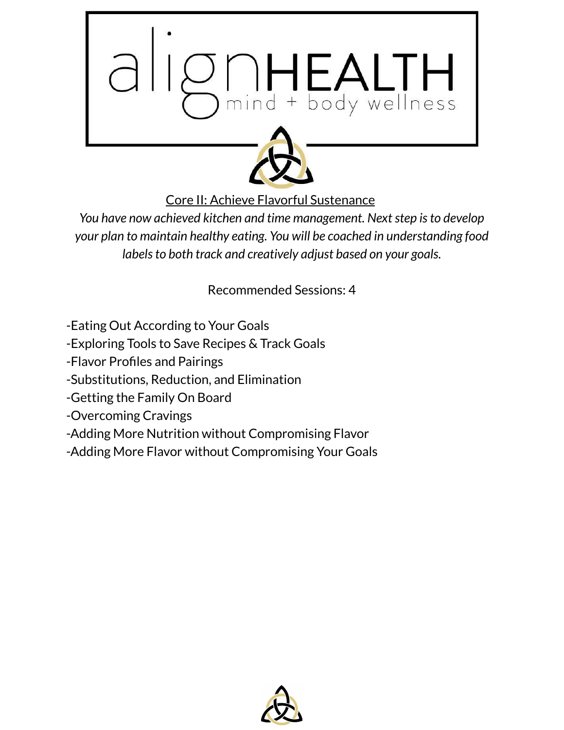# alignHEALTH

mind + body wellness

## Core II: Achieve Flavorful Sustenance

*You have now achieved kitchen and time management. Next step is to develop your plan to maintain healthy eating. You will be coached in understanding food labels to both track and creatively adjust based on your goals.*

Recommended Sessions: 4

-Eating Out According to Your Goals
-Exploring Tools to Save Recipes & Track Goals
-Flavor Profiles and Pairings
-Substitutions, Reduction, and Elimination
-Getting the Family On Board
-Overcoming Cravings
-Adding More Nutrition without Compromising Flavor
-Adding More Flavor without Compromising Your Goals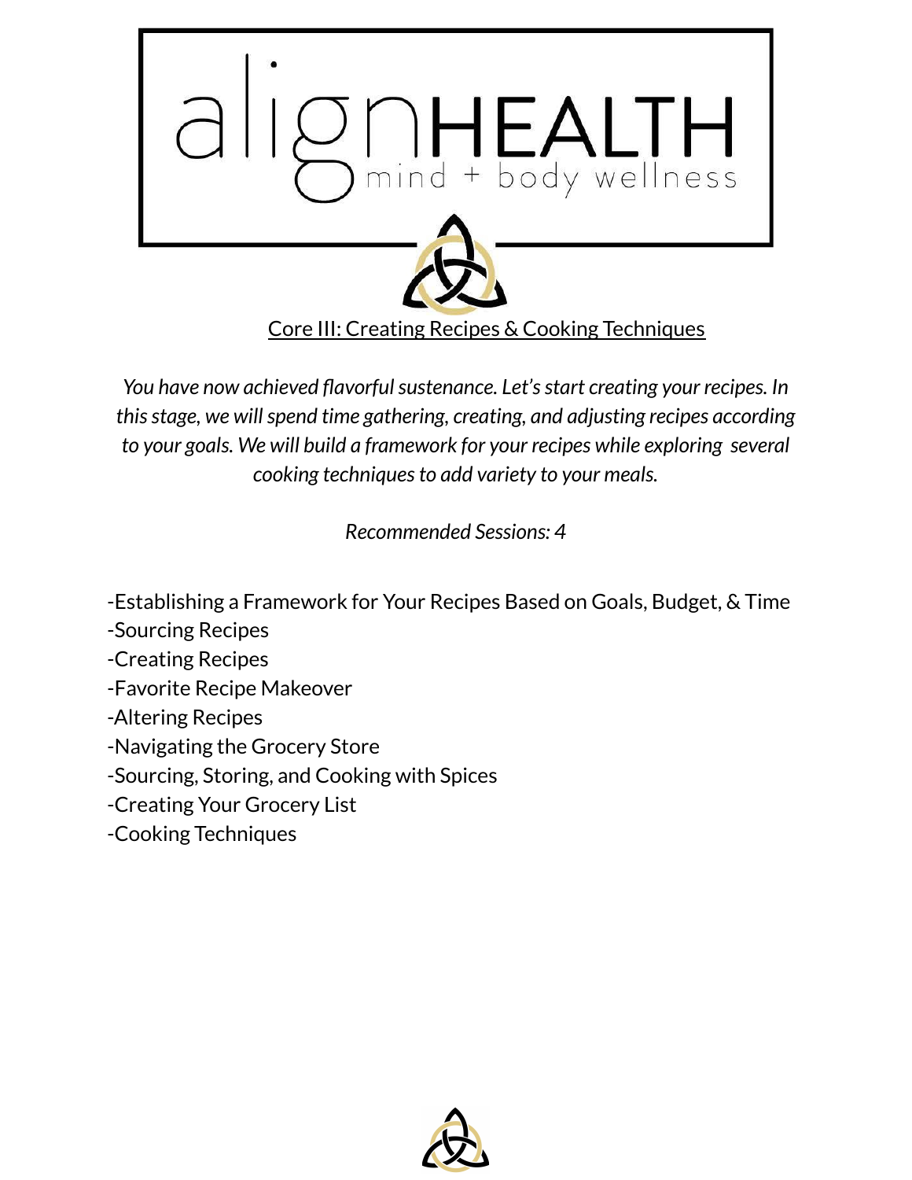alignHEALTH
mind + body wellness

## Core III: Creating Recipes & Cooking Techniques

*You have now achieved flavorful sustenance. Let's start creating your recipes. In this stage, we will spend time gathering, creating, and adjusting recipes according to your goals. We will build a framework for your recipes while exploring several cooking techniques to add variety to your meals.*

*Recommended Sessions: 4*

- Establishing a Framework for Your Recipes Based on Goals, Budget, & Time
- Sourcing Recipes
- Creating Recipes
- Favorite Recipe Makeover
- Altering Recipes
- Navigating the Grocery Store
- Sourcing, Storing, and Cooking with Spices
- Creating Your Grocery List
- Cooking Techniques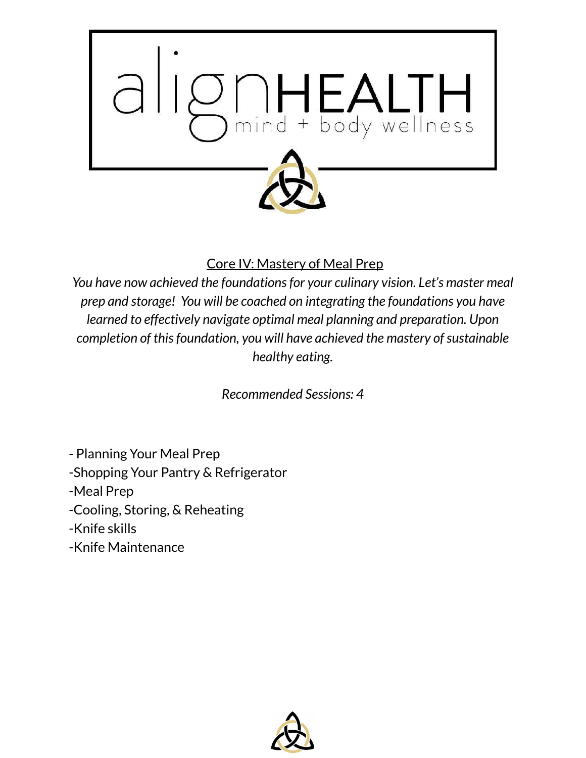alignHEALTH
mind + body wellness

## Core IV: Mastery of Meal Prep

*You have now achieved the foundations for your culinary vision. Let's master meal prep and storage!  You will be coached on integrating the foundations you have learned to effectively navigate optimal meal planning and preparation. Upon completion of this foundation, you will have achieved the mastery of sustainable healthy eating.*

*Recommended Sessions: 4*

- Planning Your Meal Prep
- Shopping Your Pantry & Refrigerator
- Meal Prep
- Cooling, Storing, & Reheating
- Knife skills
- Knife Maintenance